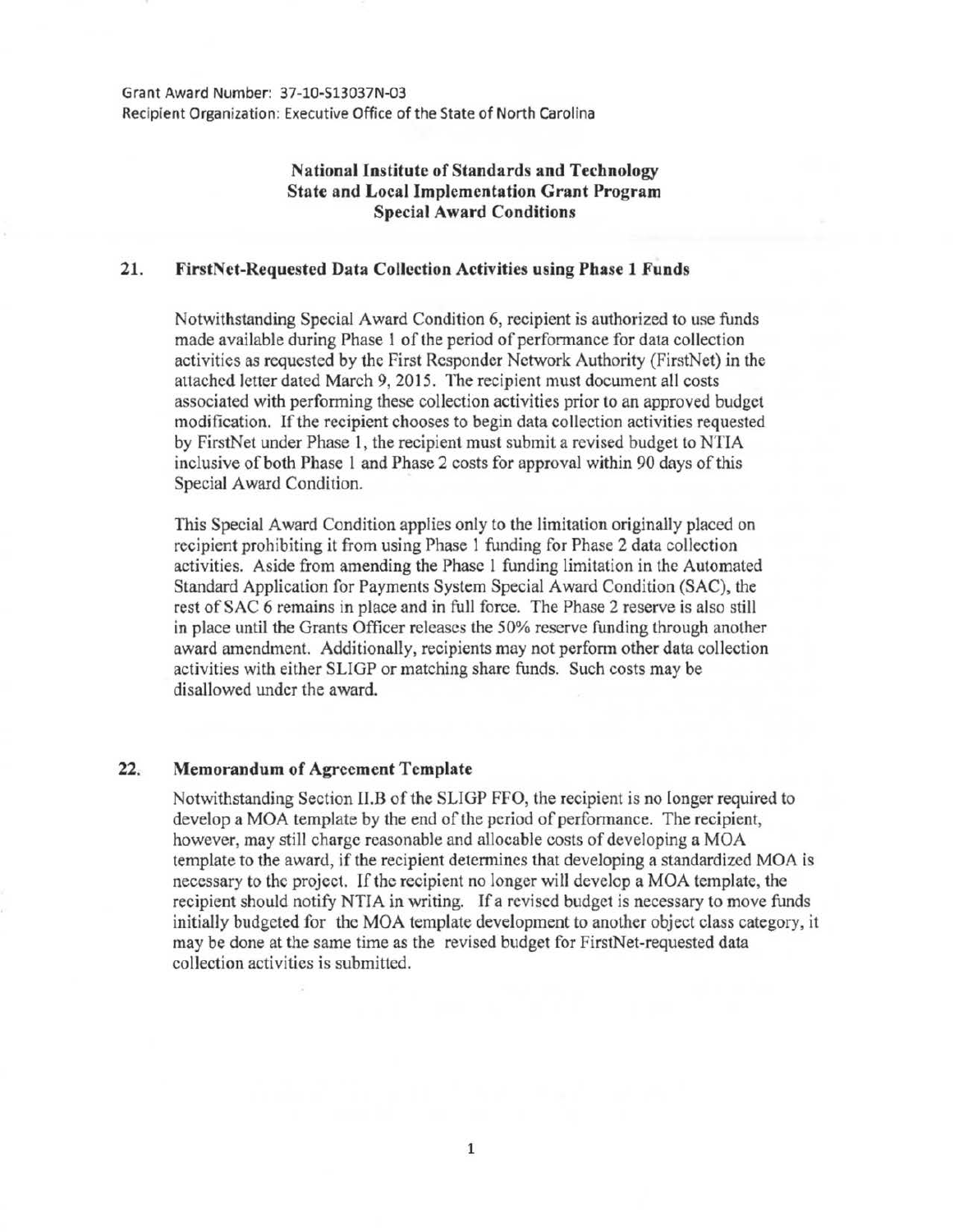Grant Award Number: 37-10-S13037N-03
Recipient Organization: Executive Office of the State of North Carolina

# National Institute of Standards and Technology
# State and Local Implementation Grant Program
# Special Award Conditions

## 21. FirstNet-Requested Data Collection Activities using Phase 1 Funds

Notwithstanding Special Award Condition 6, recipient is authorized to use funds made available during Phase 1 of the period of performance for data collection activities as requested by the First Responder Network Authority (FirstNet) in the attached letter dated March 9, 2015. The recipient must document all costs associated with performing these collection activities prior to an approved budget modification. If the recipient chooses to begin data collection activities requested by FirstNet under Phase 1, the recipient must submit a revised budget to NTIA inclusive of both Phase 1 and Phase 2 costs for approval within 90 days of this Special Award Condition.

This Special Award Condition applies only to the limitation originally placed on recipient prohibiting it from using Phase 1 funding for Phase 2 data collection activities. Aside from amending the Phase 1 funding limitation in the Automated Standard Application for Payments System Special Award Condition (SAC), the rest of SAC 6 remains in place and in full force. The Phase 2 reserve is also still in place until the Grants Officer releases the 50% reserve funding through another award amendment. Additionally, recipients may not perform other data collection activities with either SLIGP or matching share funds. Such costs may be disallowed under the award.

## 22. Memorandum of Agreement Template

Notwithstanding Section II.B of the SLIGP FFO, the recipient is no longer required to develop a MOA template by the end of the period of performance. The recipient, however, may still charge reasonable and allocable costs of developing a MOA template to the award, if the recipient determines that developing a standardized MOA is necessary to the project. If the recipient no longer will develop a MOA template, the recipient should notify NTIA in writing. If a revised budget is necessary to move funds initially budgeted for the MOA template development to another object class category, it may be done at the same time as the revised budget for FirstNet-requested data collection activities is submitted.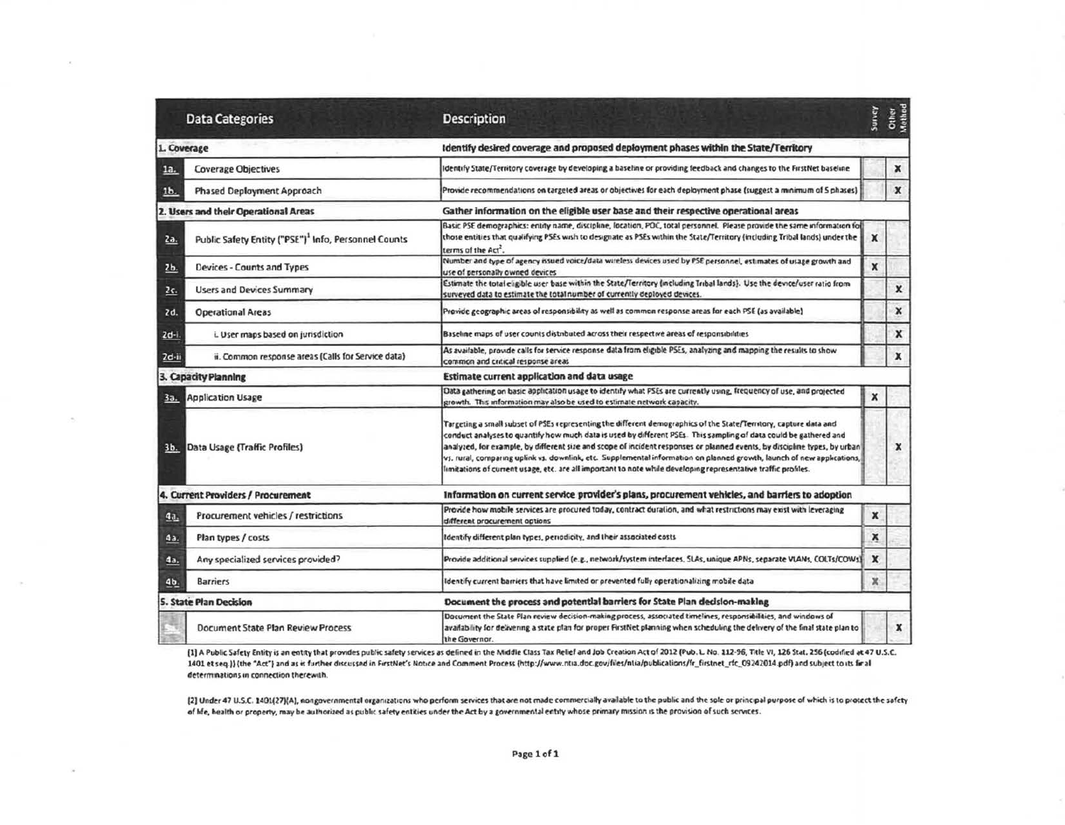| | Data Categories | Description | Survey | Other Method |
|---|---|---|---|---|
| **1. Coverage** | | **Identify desired coverage and proposed deployment phases within the State/Territory** | | |
| 1a. | Coverage Objectives | Identify State/Territory coverage by developing a baseline or providing feedback and changes to the FirstNet baseline | | X |
| 1b. | Phased Deployment Approach | Provide recommendations on targeted areas or objectives for each deployment phase (suggest a minimum of 5 phases) | | X |
| **2. Users and their Operational Areas** | | **Gather information on the eligible user base and their respective operational areas** | | |
| 2a. | Public Safety Entity ("PSE")[1] Info, Personnel Counts | Basic PSE demographics: entity name, discipline, location, POC, total personnel. Please provide the same information for those entities that qualifying PSEs wish to designate as PSEs within the State/Territory (including Tribal lands) under the terms of the Act[2]. | X | |
| 2b. | Devices - Counts and Types | Number and type of agency issued voice/data wireless devices used by PSE personnel, estimates of usage growth and use of personally owned devices | X | |
| 2c. | Users and Devices Summary | Estimate the total eligible user base within the State/Territory (including Tribal lands). Use the device/user ratio from surveyed data to estimate the total number of currently deployed devices. | | X |
| 2d. | Operational Areas | Provide geographic areas of responsibility as well as common response areas for each PSE (as available) | | X |
| 2d-i. | i. User maps based on jurisdiction | Baseline maps of user counts distributed across their respective areas of responsibilities | | X |
| 2d-ii | ii. Common response areas (Calls for Service data) | As available, provide calls for service response data from eligible PSEs, analyzing and mapping the results to show common and critical response areas | | X |
| **3. Capacity Planning** | | **Estimate current application and data usage** | | |
| 3a. | Application Usage | Data gathering on basic application usage to identify what PSEs are currently using, frequency of use, and projected growth. This information may also be used to estimate network capacity. | X | |
| 3b. | Data Usage (Traffic Profiles) | Targeting a small subset of PSEs representing the different demographics of the State/Territory, capture data and conduct analyses to quantify how much data is used by different PSEs. This sampling of data could be gathered and analyzed, for example, by different size and scope of incident responses or planned events, by discipline types, by urban vs. rural, comparing uplink vs. downlink, etc. Supplemental information on planned growth, launch of new applications, limitations of current usage, etc. are all important to note while developing representative traffic profiles. | | X |
| **4. Current Providers / Procurement** | | **Information on current service provider's plans, procurement vehicles, and barriers to adoption** | | |
| 4a. | Procurement vehicles / restrictions | Provide how mobile services are procured today, contract duration, and what restrictions may exist with leveraging different procurement options | X | |
| 4a. | Plan types / costs | Identify different plan types, periodicity, and their associated costs | X | |
| 4a. | Any specialized services provided? | Provide additional services supplied (e.g., network/system interfaces, SLAs, unique APNs, separate VLANs, COLTs/COWs) | X | |
| 4b. | Barriers | Identify current barriers that have limited or prevented fully operationalizing mobile data | X | |
| **5. State Plan Decision** | | **Document the process and potential barriers for State Plan decision-making** | | |
| 5a. | Document State Plan Review Process | Document the State Plan review decision-making process, associated timelines, responsibilities, and windows of availability for delivering a state plan for proper FirstNet planning when scheduling the delivery of the final state plan to the Governor. | | X |

[1] A Public Safety Entity is an entity that provides public safety services as defined in the Middle Class Tax Relief and Job Creation Act of 2012 (Pub. L. No. 112-96, Title VI, 126 Stat. 256 (codified at 47 U.S.C. 1401 et seq.)) (the "Act") and as is further discussed in FirstNet's Notice and Comment Process (http://www.ntia.doc.gov/files/ntia/publications/fr_firstnet_rfc_09242014.pdf) and subject to its final determinations in connection therewith.

[2] Under 47 U.S.C. 1401(27)(A), nongovernmental organizations who perform services that are not made commercially available to the public and the sole or principal purpose of which is to protect the safety of life, health or property, may be authorized as public safety entities under the Act by a governmental entity whose primary mission is the provision of such services.